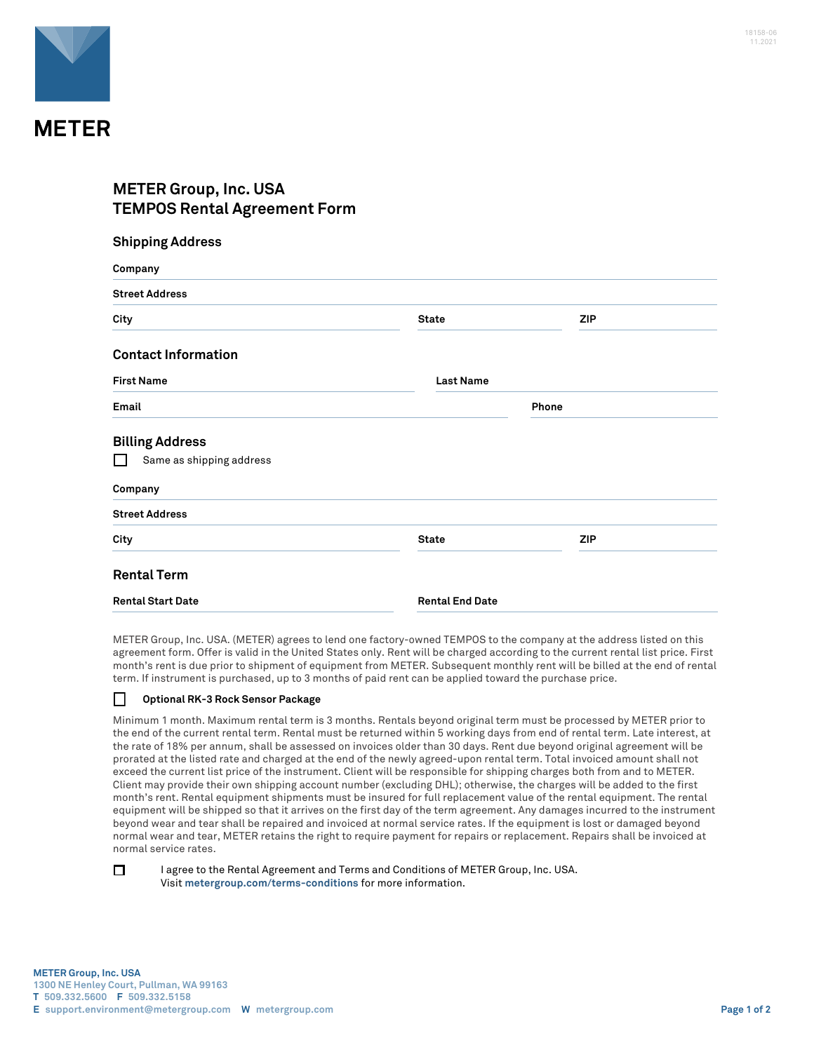METER

18158-06
11.2021

# METER Group, Inc. USA
# TEMPOS Rental Agreement Form

## Shipping Address

**Company** ______________________________

**Street Address** ______________________________

**City** ______________ **State** ______________ **ZIP** ______________

## Contact Information

**First Name** ______________ **Last Name** ______________

**Email** ______________ **Phone** ______________

## Billing Address

☐ Same as shipping address

**Company** ______________________________

**Street Address** ______________________________

**City** ______________ **State** ______________ **ZIP** ______________

## Rental Term

**Rental Start Date** ______________ **Rental End Date** ______________

METER Group, Inc. USA. (METER) agrees to lend one factory-owned TEMPOS to the company at the address listed on this agreement form. Offer is valid in the United States only. Rent will be charged according to the current rental list price. First month's rent is due prior to shipment of equipment from METER. Subsequent monthly rent will be billed at the end of rental term. If instrument is purchased, up to 3 months of paid rent can be applied toward the purchase price.

☐ **Optional RK-3 Rock Sensor Package**

Minimum 1 month. Maximum rental term is 3 months. Rentals beyond original term must be processed by METER prior to the end of the current rental term. Rental must be returned within 5 working days from end of rental term. Late interest, at the rate of 18% per annum, shall be assessed on invoices older than 30 days. Rent due beyond original agreement will be prorated at the listed rate and charged at the end of the newly agreed-upon rental term. Total invoiced amount shall not exceed the current list price of the instrument. Client will be responsible for shipping charges both from and to METER. Client may provide their own shipping account number (excluding DHL); otherwise, the charges will be added to the first month's rent. Rental equipment shipments must be insured for full replacement value of the rental equipment. The rental equipment will be shipped so that it arrives on the first day of the term agreement. Any damages incurred to the instrument beyond wear and tear shall be repaired and invoiced at normal service rates. If the equipment is lost or damaged beyond normal wear and tear, METER retains the right to require payment for repairs or replacement. Repairs shall be invoiced at normal service rates.

☐ I agree to the Rental Agreement and Terms and Conditions of METER Group, Inc. USA.
Visit **metergroup.com/terms-conditions** for more information.

**METER Group, Inc. USA**
1300 NE Henley Court, Pullman, WA 99163
**T** 509.332.5600 **F** 509.332.5158
**E** support.environment@metergroup.com **W** metergroup.com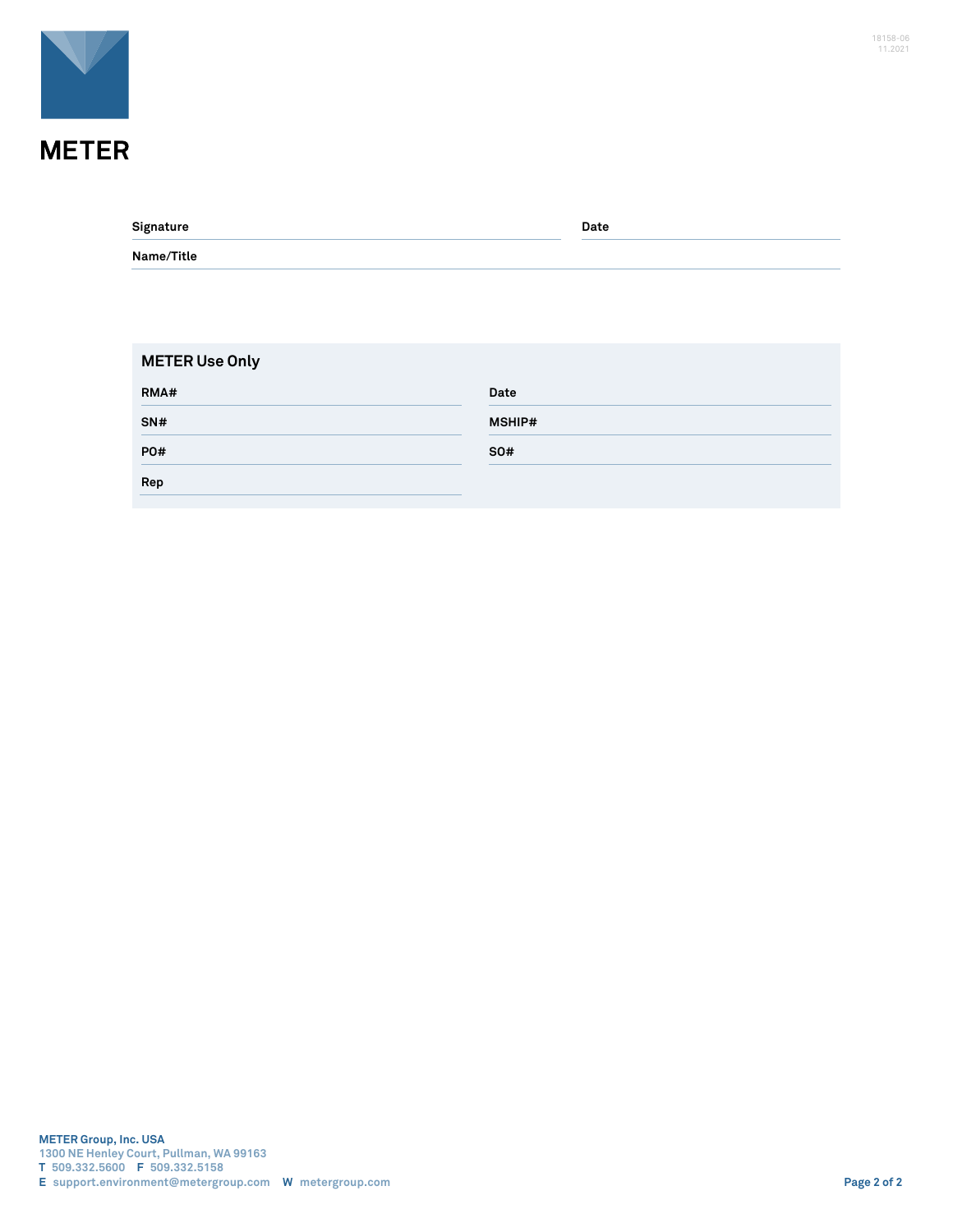METER

Signature ____________________ Date ____________________

Name/Title ____________________

## METER Use Only

RMA# ____________________ Date ____________________

SN# ____________________ MSHIP# ____________________

PO# ____________________ SO# ____________________

Rep ____________________

**METER Group, Inc. USA**
1300 NE Henley Court, Pullman, WA 99163
**T** 509.332.5600 **F** 509.332.5158
**E** support.environment@metergroup.com **W** metergroup.com